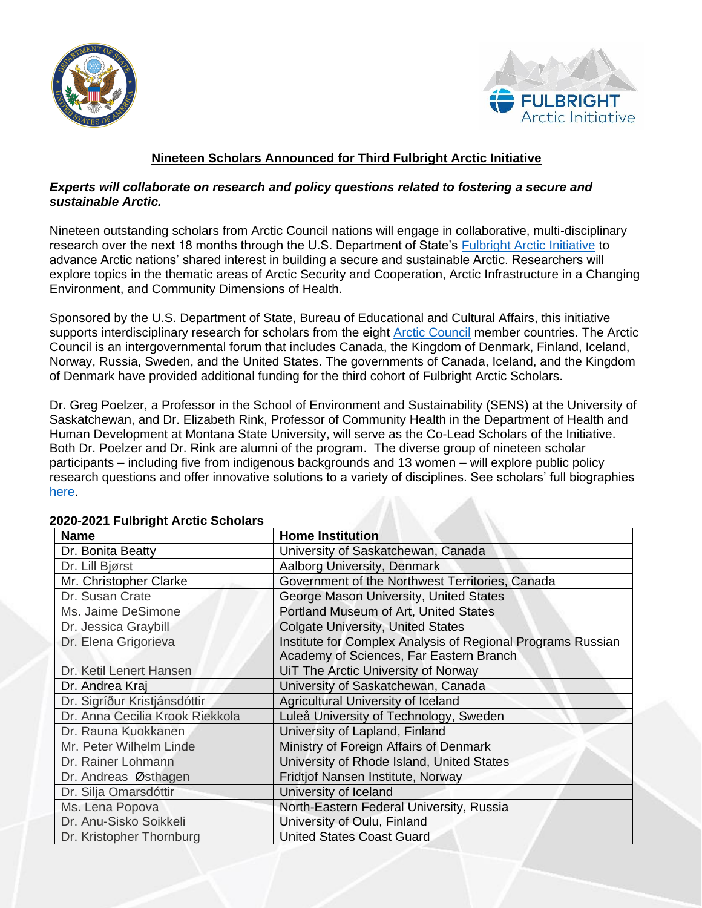## Nineteen Scholars Announced for Third Fulbright Arctic Initiative

***Experts will collaborate on research and policy questions related to fostering a secure and sustainable Arctic.***

Nineteen outstanding scholars from Arctic Council nations will engage in collaborative, multi-disciplinary research over the next 18 months through the U.S. Department of State's Fulbright Arctic Initiative to advance Arctic nations' shared interest in building a secure and sustainable Arctic. Researchers will explore topics in the thematic areas of Arctic Security and Cooperation, Arctic Infrastructure in a Changing Environment, and Community Dimensions of Health.

Sponsored by the U.S. Department of State, Bureau of Educational and Cultural Affairs, this initiative supports interdisciplinary research for scholars from the eight Arctic Council member countries. The Arctic Council is an intergovernmental forum that includes Canada, the Kingdom of Denmark, Finland, Iceland, Norway, Russia, Sweden, and the United States. The governments of Canada, Iceland, and the Kingdom of Denmark have provided additional funding for the third cohort of Fulbright Arctic Scholars.

Dr. Greg Poelzer, a Professor in the School of Environment and Sustainability (SENS) at the University of Saskatchewan, and Dr. Elizabeth Rink, Professor of Community Health in the Department of Health and Human Development at Montana State University, will serve as the Co-Lead Scholars of the Initiative. Both Dr. Poelzer and Dr. Rink are alumni of the program. The diverse group of nineteen scholar participants – including five from indigenous backgrounds and 13 women – will explore public policy research questions and offer innovative solutions to a variety of disciplines. See scholars' full biographies here.

**2020-2021 Fulbright Arctic Scholars**

| Name | Home Institution |
|---|---|
| Dr. Bonita Beatty | University of Saskatchewan, Canada |
| Dr. Lill Bjørst | Aalborg University, Denmark |
| Mr. Christopher Clarke | Government of the Northwest Territories, Canada |
| Dr. Susan Crate | George Mason University, United States |
| Ms. Jaime DeSimone | Portland Museum of Art, United States |
| Dr. Jessica Graybill | Colgate University, United States |
| Dr. Elena Grigorieva | Institute for Complex Analysis of Regional Programs Russian Academy of Sciences, Far Eastern Branch |
| Dr. Ketil Lenert Hansen | UiT The Arctic University of Norway |
| Dr. Andrea Kraj | University of Saskatchewan, Canada |
| Dr. Sigríður Kristjánsdóttir | Agricultural University of Iceland |
| Dr. Anna Cecilia Krook Riekkola | Luleå University of Technology, Sweden |
| Dr. Rauna Kuokkanen | University of Lapland, Finland |
| Mr. Peter Wilhelm Linde | Ministry of Foreign Affairs of Denmark |
| Dr. Rainer Lohmann | University of Rhode Island, United States |
| Dr. Andreas Østhagen | Fridtjof Nansen Institute, Norway |
| Dr. Silja Omarsdóttir | University of Iceland |
| Ms. Lena Popova | North-Eastern Federal University, Russia |
| Dr. Anu-Sisko Soikkeli | University of Oulu, Finland |
| Dr. Kristopher Thornburg | United States Coast Guard |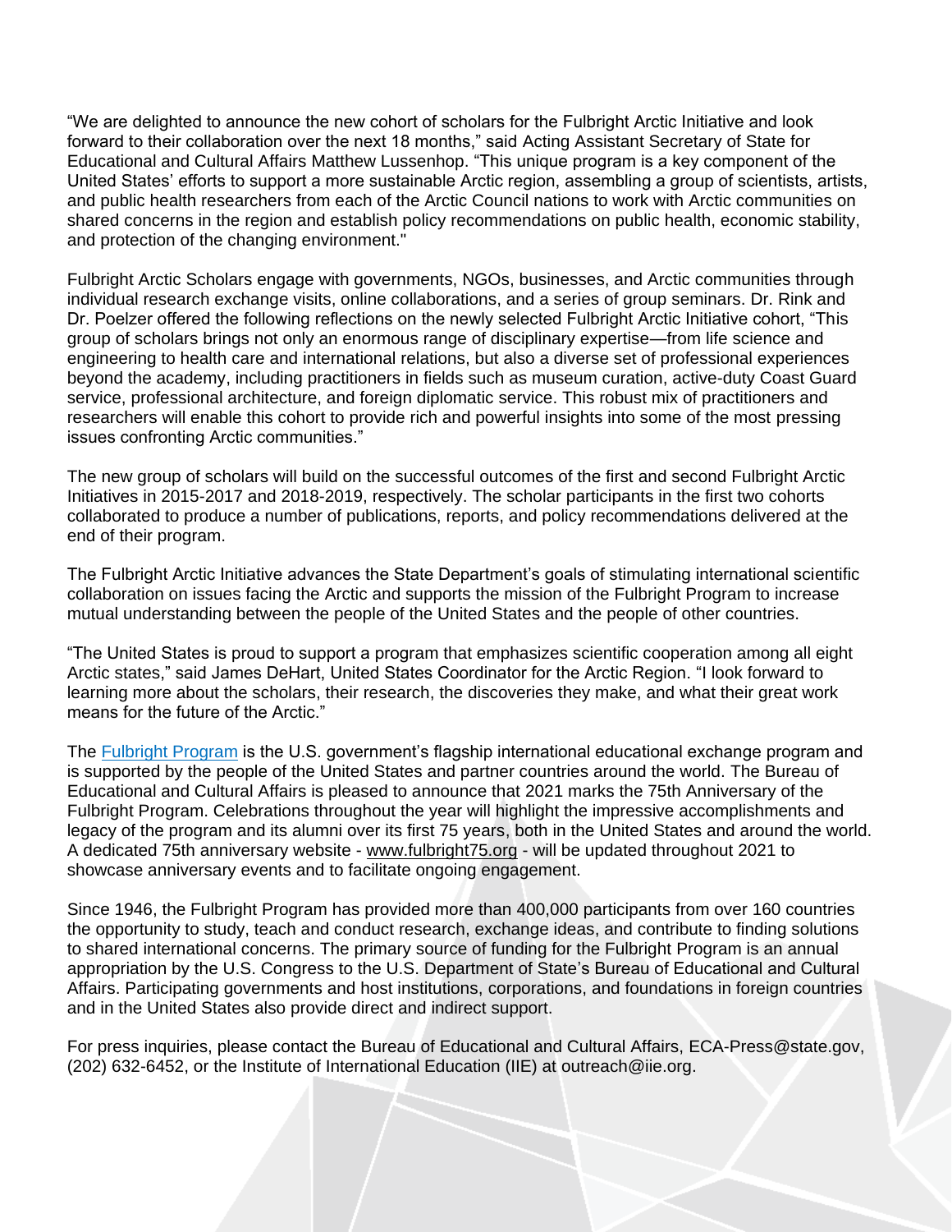“We are delighted to announce the new cohort of scholars for the Fulbright Arctic Initiative and look forward to their collaboration over the next 18 months,” said Acting Assistant Secretary of State for Educational and Cultural Affairs Matthew Lussenhop. “This unique program is a key component of the United States’ efforts to support a more sustainable Arctic region, assembling a group of scientists, artists, and public health researchers from each of the Arctic Council nations to work with Arctic communities on shared concerns in the region and establish policy recommendations on public health, economic stability, and protection of the changing environment."

Fulbright Arctic Scholars engage with governments, NGOs, businesses, and Arctic communities through individual research exchange visits, online collaborations, and a series of group seminars. Dr. Rink and Dr. Poelzer offered the following reflections on the newly selected Fulbright Arctic Initiative cohort, “This group of scholars brings not only an enormous range of disciplinary expertise—from life science and engineering to health care and international relations, but also a diverse set of professional experiences beyond the academy, including practitioners in fields such as museum curation, active-duty Coast Guard service, professional architecture, and foreign diplomatic service. This robust mix of practitioners and researchers will enable this cohort to provide rich and powerful insights into some of the most pressing issues confronting Arctic communities.”

The new group of scholars will build on the successful outcomes of the first and second Fulbright Arctic Initiatives in 2015-2017 and 2018-2019, respectively. The scholar participants in the first two cohorts collaborated to produce a number of publications, reports, and policy recommendations delivered at the end of their program.

The Fulbright Arctic Initiative advances the State Department’s goals of stimulating international scientific collaboration on issues facing the Arctic and supports the mission of the Fulbright Program to increase mutual understanding between the people of the United States and the people of other countries.

“The United States is proud to support a program that emphasizes scientific cooperation among all eight Arctic states,” said James DeHart, United States Coordinator for the Arctic Region. “I look forward to learning more about the scholars, their research, the discoveries they make, and what their great work means for the future of the Arctic.”

The Fulbright Program is the U.S. government’s flagship international educational exchange program and is supported by the people of the United States and partner countries around the world. The Bureau of Educational and Cultural Affairs is pleased to announce that 2021 marks the 75th Anniversary of the Fulbright Program. Celebrations throughout the year will highlight the impressive accomplishments and legacy of the program and its alumni over its first 75 years, both in the United States and around the world. A dedicated 75th anniversary website - www.fulbright75.org - will be updated throughout 2021 to showcase anniversary events and to facilitate ongoing engagement.

Since 1946, the Fulbright Program has provided more than 400,000 participants from over 160 countries the opportunity to study, teach and conduct research, exchange ideas, and contribute to finding solutions to shared international concerns. The primary source of funding for the Fulbright Program is an annual appropriation by the U.S. Congress to the U.S. Department of State’s Bureau of Educational and Cultural Affairs. Participating governments and host institutions, corporations, and foundations in foreign countries and in the United States also provide direct and indirect support.

For press inquiries, please contact the Bureau of Educational and Cultural Affairs, ECA-Press@state.gov, (202) 632-6452, or the Institute of International Education (IIE) at outreach@iie.org.